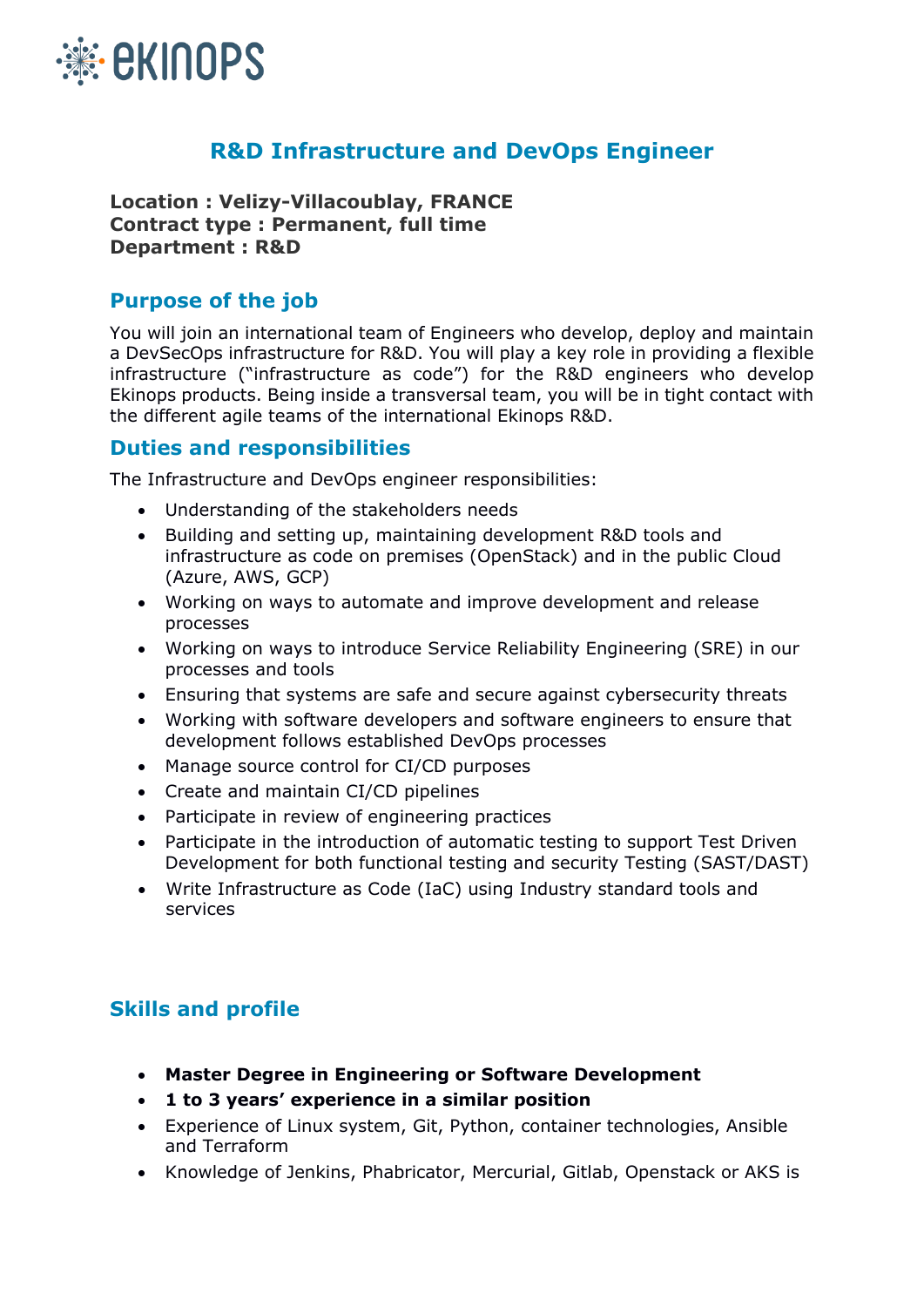ekinops

# R&D Infrastructure and DevOps Engineer

**Location : Velizy-Villacoublay, FRANCE**
**Contract type : Permanent, full time**
**Department : R&D**

## Purpose of the job

You will join an international team of Engineers who develop, deploy and maintain a DevSecOps infrastructure for R&D. You will play a key role in providing a flexible infrastructure ("infrastructure as code") for the R&D engineers who develop Ekinops products. Being inside a transversal team, you will be in tight contact with the different agile teams of the international Ekinops R&D.

## Duties and responsibilities

The Infrastructure and DevOps engineer responsibilities:

- Understanding of the stakeholders needs
- Building and setting up, maintaining development R&D tools and infrastructure as code on premises (OpenStack) and in the public Cloud (Azure, AWS, GCP)
- Working on ways to automate and improve development and release processes
- Working on ways to introduce Service Reliability Engineering (SRE) in our processes and tools
- Ensuring that systems are safe and secure against cybersecurity threats
- Working with software developers and software engineers to ensure that development follows established DevOps processes
- Manage source control for CI/CD purposes
- Create and maintain CI/CD pipelines
- Participate in review of engineering practices
- Participate in the introduction of automatic testing to support Test Driven Development for both functional testing and security Testing (SAST/DAST)
- Write Infrastructure as Code (IaC) using Industry standard tools and services

## Skills and profile

- **Master Degree in Engineering or Software Development**
- **1 to 3 years' experience in a similar position**
- Experience of Linux system, Git, Python, container technologies, Ansible and Terraform
- Knowledge of Jenkins, Phabricator, Mercurial, Gitlab, Openstack or AKS is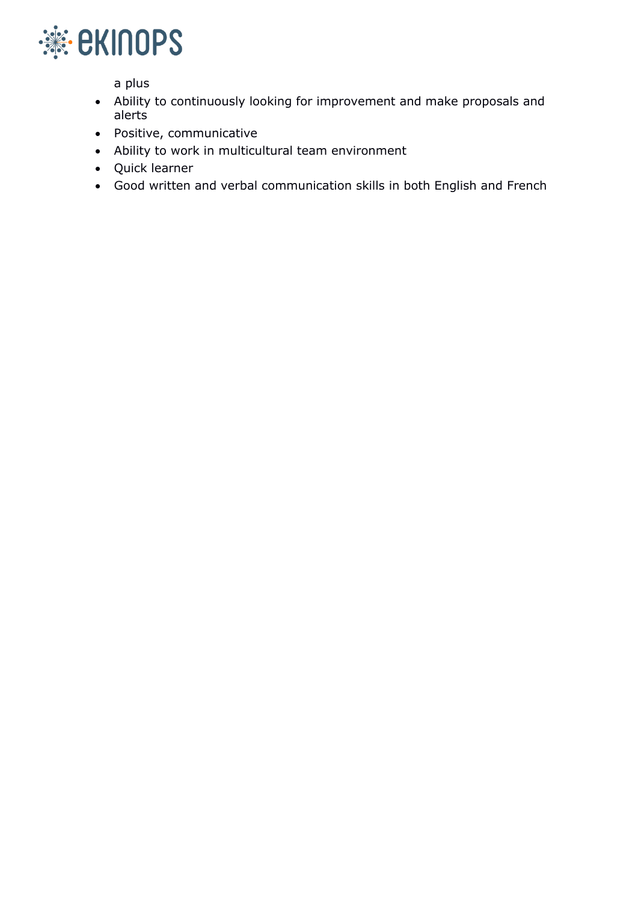a plus

- Ability to continuously looking for improvement and make proposals and alerts
- Positive, communicative
- Ability to work in multicultural team environment
- Quick learner
- Good written and verbal communication skills in both English and French